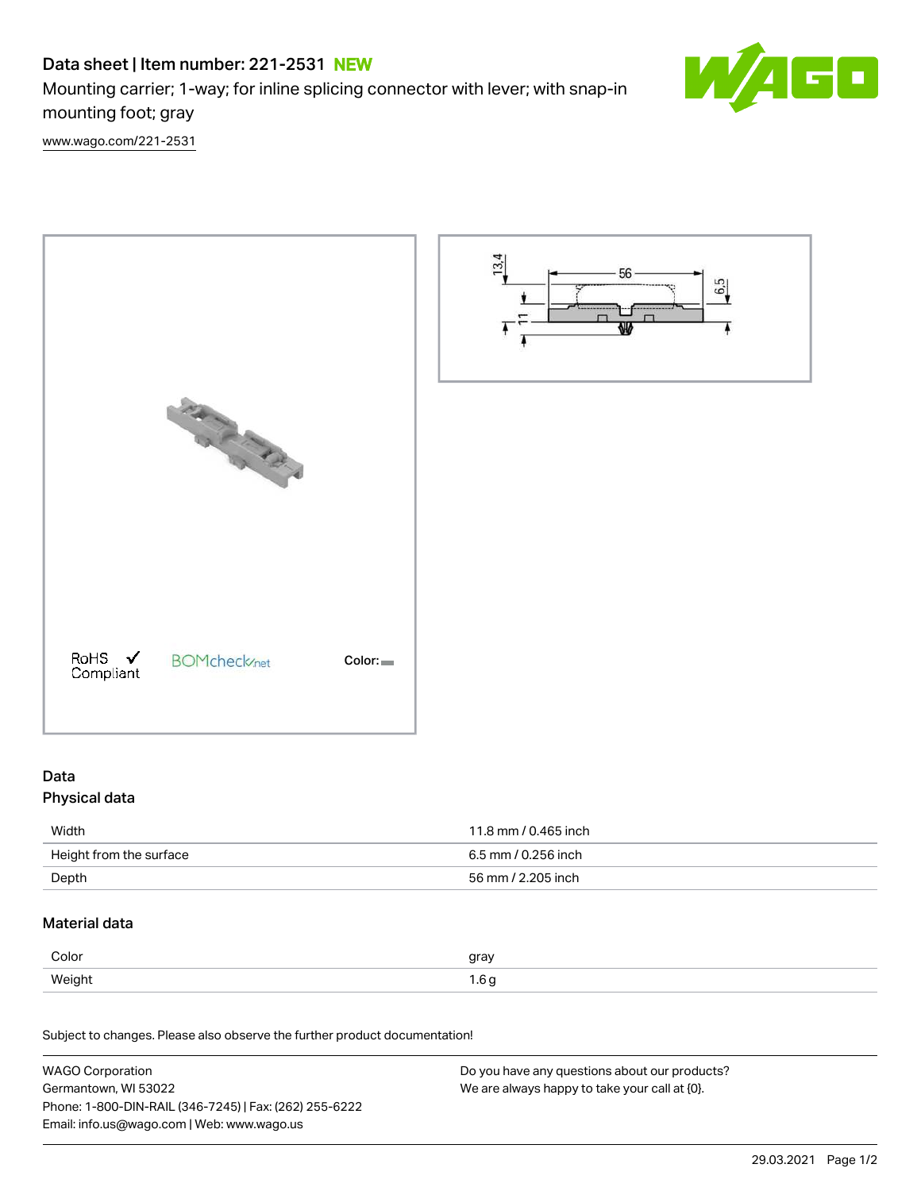# Data sheet | Item number: 221-2531 NEW

Mounting carrier; 1-way; for inline splicing connector with lever; with snap-in mounting foot; gray

www.wago.com/221-2531

RoHS Compliant

BOMcheck.net

Color:

## Data

### Physical data

| | |
|---|---|
| Width | 11.8 mm / 0.465 inch |
| Height from the surface | 6.5 mm / 0.256 inch |
| Depth | 56 mm / 2.205 inch |

### Material data

| | |
|---|---|
| Color | gray |
| Weight | 1.6 g |

Subject to changes. Please also observe the further product documentation!

WAGO Corporation
Germantown, WI 53022
Phone: 1-800-DIN-RAIL (346-7245) | Fax: (262) 255-6222
Email: info.us@wago.com | Web: www.wago.us

Do you have any questions about our products?
We are always happy to take your call at {0}.

29.03.2021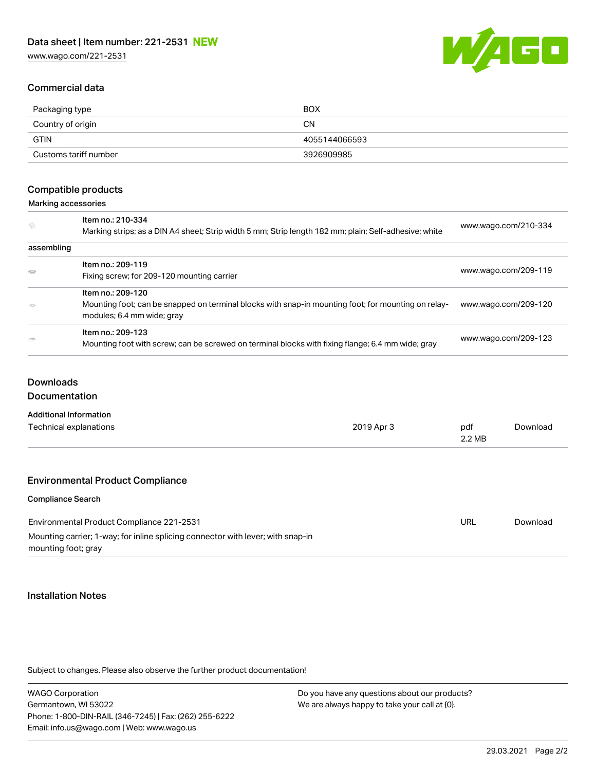Data sheet | Item number: 221-2531 **NEW**

www.wago.com/221-2531

## Commercial data

| | |
|---|---|
| Packaging type | BOX |
| Country of origin | CN |
| GTIN | 4055144066593 |
| Customs tariff number | 3926909985 |

## Compatible products

### Marking accessories

| | | |
|---|---|---|
| | Item no.: 210-334<br>Marking strips; as a DIN A4 sheet; Strip width 5 mm; Strip length 182 mm; plain; Self-adhesive; white | www.wago.com/210-334 |

### assembling

| | | |
|---|---|---|
| | Item no.: 209-119<br>Fixing screw; for 209-120 mounting carrier | www.wago.com/209-119 |
| | Item no.: 209-120<br>Mounting foot; can be snapped on terminal blocks with snap-in mounting foot; for mounting on relay-modules; 6.4 mm wide; gray | www.wago.com/209-120 |
| | Item no.: 209-123<br>Mounting foot with screw; can be screwed on terminal blocks with fixing flange; 6.4 mm wide; gray | www.wago.com/209-123 |

## Downloads
## Documentation

### Additional Information

| | | | |
|---|---|---|---|
| Technical explanations | 2019 Apr 3 | pdf<br>2.2 MB | Download |

## Environmental Product Compliance

### Compliance Search

| | | |
|---|---|---|
| Environmental Product Compliance 221-2531<br>Mounting carrier; 1-way; for inline splicing connector with lever; with snap-in mounting foot; gray | URL | Download |

## Installation Notes

Subject to changes. Please also observe the further product documentation!

WAGO Corporation
Germantown, WI 53022
Phone: 1-800-DIN-RAIL (346-7245) | Fax: (262) 255-6222
Email: info.us@wago.com | Web: www.wago.us

Do you have any questions about our products?
We are always happy to take your call at {0}.

29.03.2021